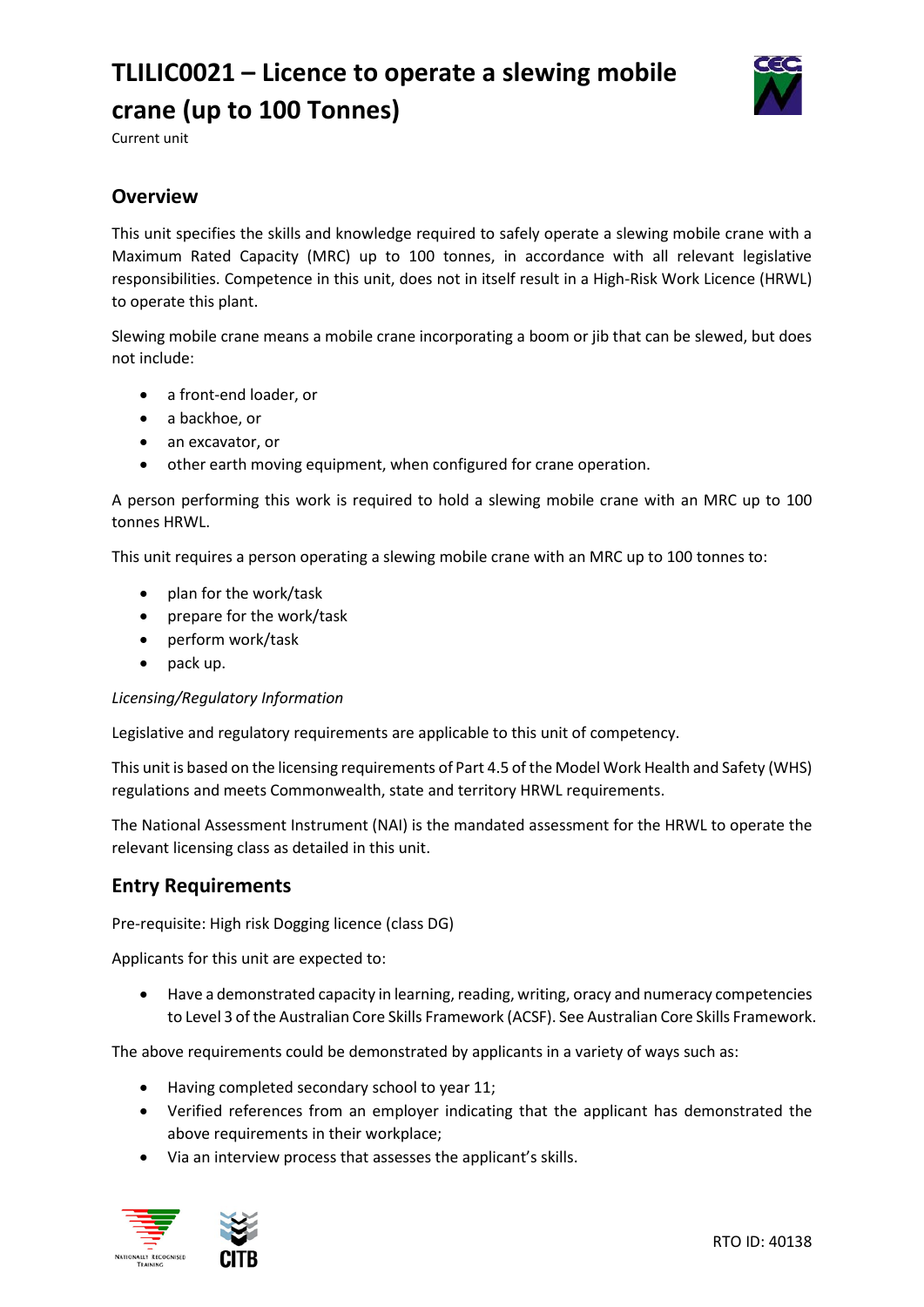# TLILIC0021 – Licence to operate a slewing mobile crane (up to 100 Tonnes)

Current unit

## Overview

This unit specifies the skills and knowledge required to safely operate a slewing mobile crane with a Maximum Rated Capacity (MRC) up to 100 tonnes, in accordance with all relevant legislative responsibilities. Competence in this unit, does not in itself result in a High-Risk Work Licence (HRWL) to operate this plant.

Slewing mobile crane means a mobile crane incorporating a boom or jib that can be slewed, but does not include:

- a front-end loader, or
- a backhoe, or
- an excavator, or
- other earth moving equipment, when configured for crane operation.

A person performing this work is required to hold a slewing mobile crane with an MRC up to 100 tonnes HRWL.

This unit requires a person operating a slewing mobile crane with an MRC up to 100 tonnes to:

- plan for the work/task
- prepare for the work/task
- perform work/task
- pack up.

*Licensing/Regulatory Information*

Legislative and regulatory requirements are applicable to this unit of competency.

This unit is based on the licensing requirements of Part 4.5 of the Model Work Health and Safety (WHS) regulations and meets Commonwealth, state and territory HRWL requirements.

The National Assessment Instrument (NAI) is the mandated assessment for the HRWL to operate the relevant licensing class as detailed in this unit.

## Entry Requirements

Pre-requisite: High risk Dogging licence (class DG)

Applicants for this unit are expected to:

- Have a demonstrated capacity in learning, reading, writing, oracy and numeracy competencies to Level 3 of the Australian Core Skills Framework (ACSF). See Australian Core Skills Framework.

The above requirements could be demonstrated by applicants in a variety of ways such as:

- Having completed secondary school to year 11;
- Verified references from an employer indicating that the applicant has demonstrated the above requirements in their workplace;
- Via an interview process that assesses the applicant's skills.

RTO ID: 40138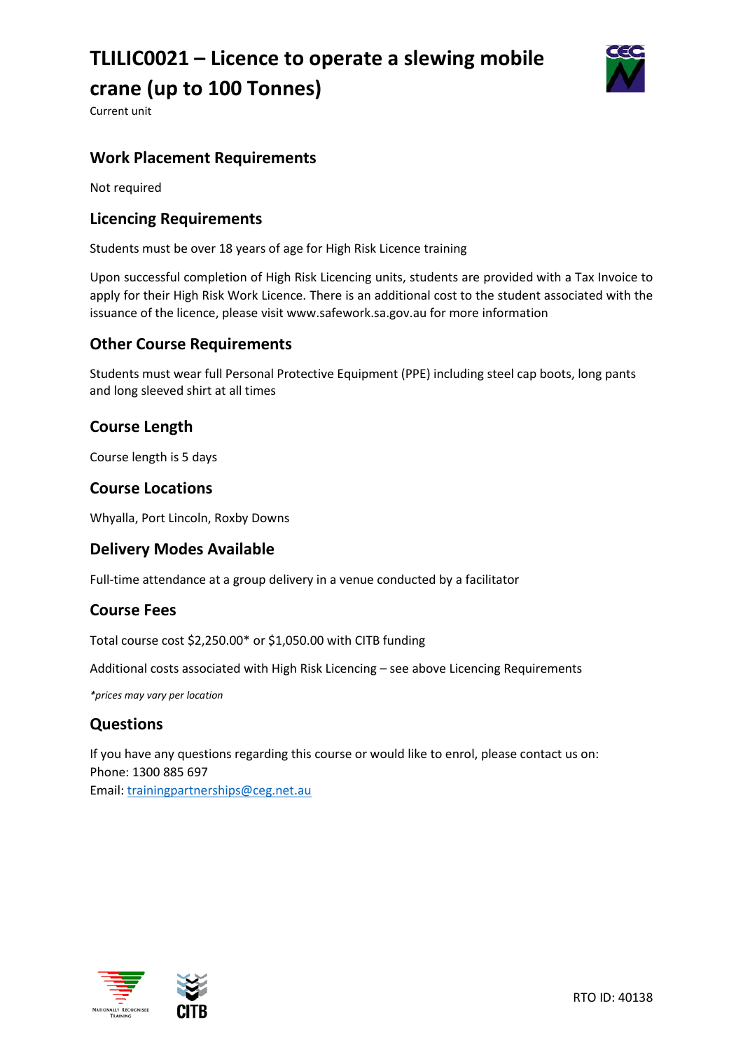# TLILIC0021 – Licence to operate a slewing mobile crane (up to 100 Tonnes)

Current unit

## Work Placement Requirements

Not required

## Licencing Requirements

Students must be over 18 years of age for High Risk Licence training

Upon successful completion of High Risk Licencing units, students are provided with a Tax Invoice to apply for their High Risk Work Licence. There is an additional cost to the student associated with the issuance of the licence, please visit www.safework.sa.gov.au for more information

## Other Course Requirements

Students must wear full Personal Protective Equipment (PPE) including steel cap boots, long pants and long sleeved shirt at all times

## Course Length

Course length is 5 days

## Course Locations

Whyalla, Port Lincoln, Roxby Downs

## Delivery Modes Available

Full-time attendance at a group delivery in a venue conducted by a facilitator

## Course Fees

Total course cost $2,250.00* or $1,050.00 with CITB funding

Additional costs associated with High Risk Licencing – see above Licencing Requirements

*\*prices may vary per location*

## Questions

If you have any questions regarding this course or would like to enrol, please contact us on:
Phone: 1300 885 697
Email: trainingpartnerships@ceg.net.au

RTO ID: 40138